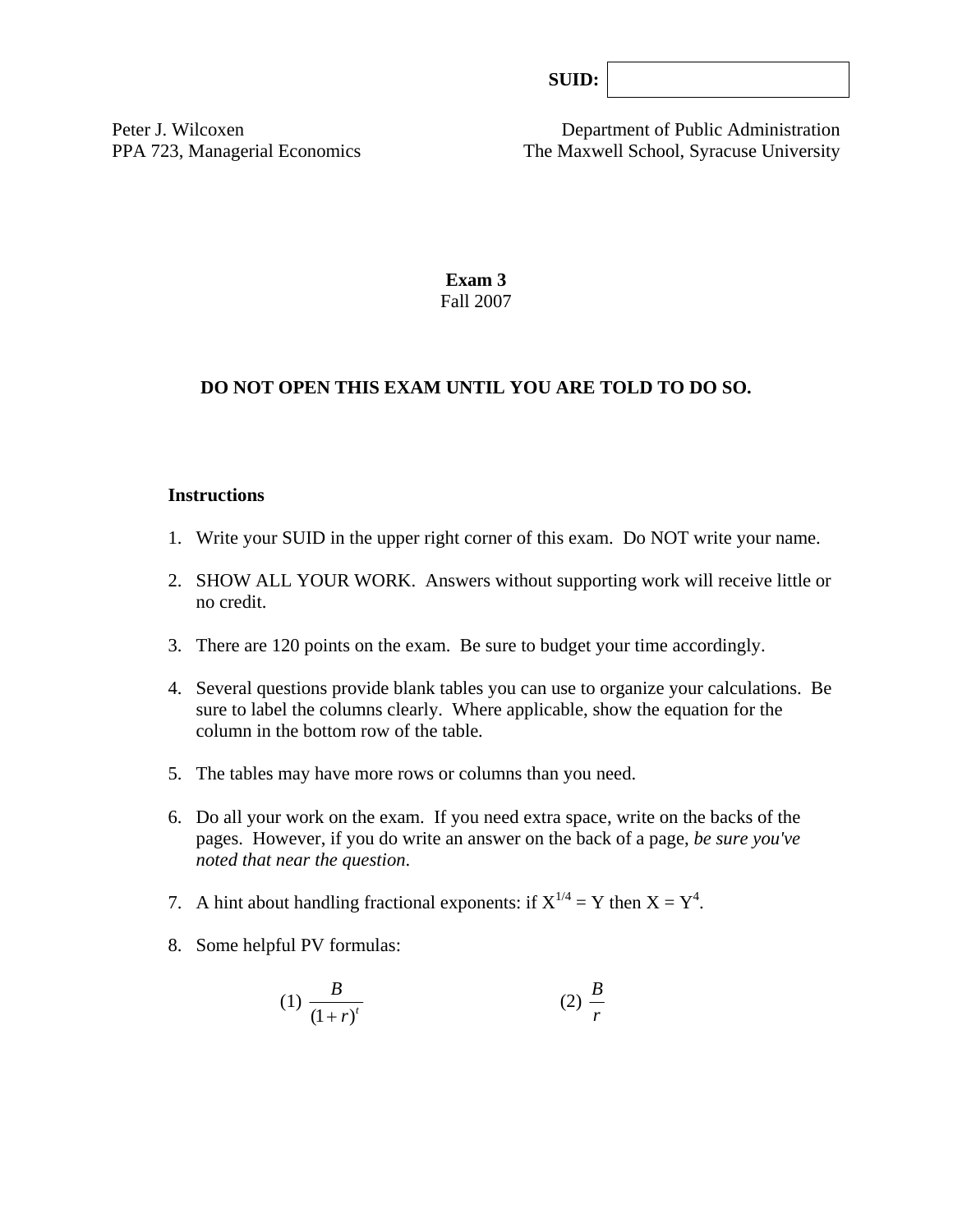**SUID:** | |
|---|

Peter J. Wilcoxen
PPA 723, Managerial Economics

Department of Public Administration
The Maxwell School, Syracuse University

# Exam 3
Fall 2007

**DO NOT OPEN THIS EXAM UNTIL YOU ARE TOLD TO DO SO.**

**Instructions**

1. Write your SUID in the upper right corner of this exam. Do NOT write your name.

2. SHOW ALL YOUR WORK. Answers without supporting work will receive little or no credit.

3. There are 120 points on the exam. Be sure to budget your time accordingly.

4. Several questions provide blank tables you can use to organize your calculations. Be sure to label the columns clearly. Where applicable, show the equation for the column in the bottom row of the table.

5. The tables may have more rows or columns than you need.

6. Do all your work on the exam. If you need extra space, write on the backs of the pages. However, if you do write an answer on the back of a page, *be sure you've noted that near the question*.

7. A hint about handling fractional exponents: if $X^{1/4} = Y$ then $X = Y^4$.

8. Some helpful PV formulas:

$$(1)\ \frac{B}{(1+r)^t} \qquad\qquad (2)\ \frac{B}{r}$$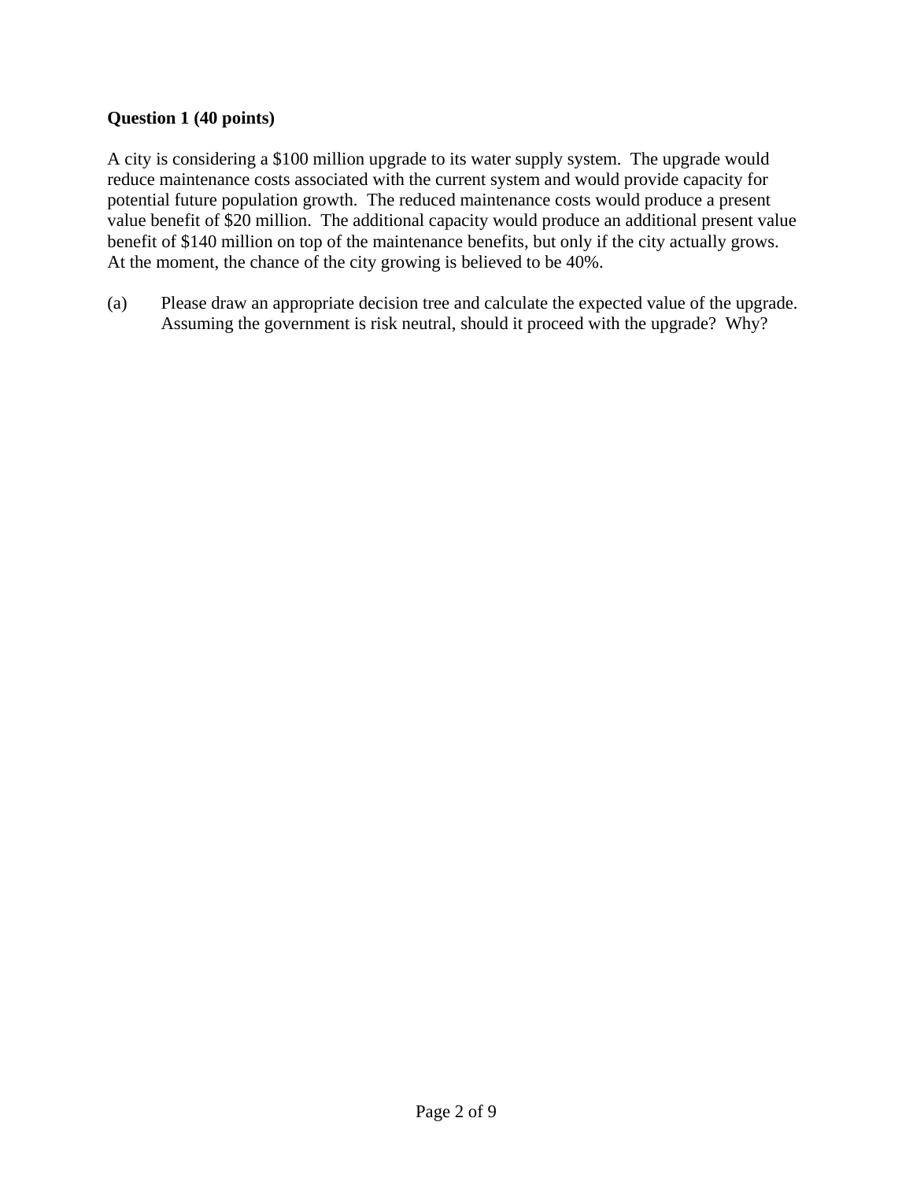**Question 1 (40 points)**

A city is considering a $100 million upgrade to its water supply system. The upgrade would reduce maintenance costs associated with the current system and would provide capacity for potential future population growth. The reduced maintenance costs would produce a present value benefit of $20 million. The additional capacity would produce an additional present value benefit of $140 million on top of the maintenance benefits, but only if the city actually grows. At the moment, the chance of the city growing is believed to be 40%.

(a) Please draw an appropriate decision tree and calculate the expected value of the upgrade. Assuming the government is risk neutral, should it proceed with the upgrade? Why?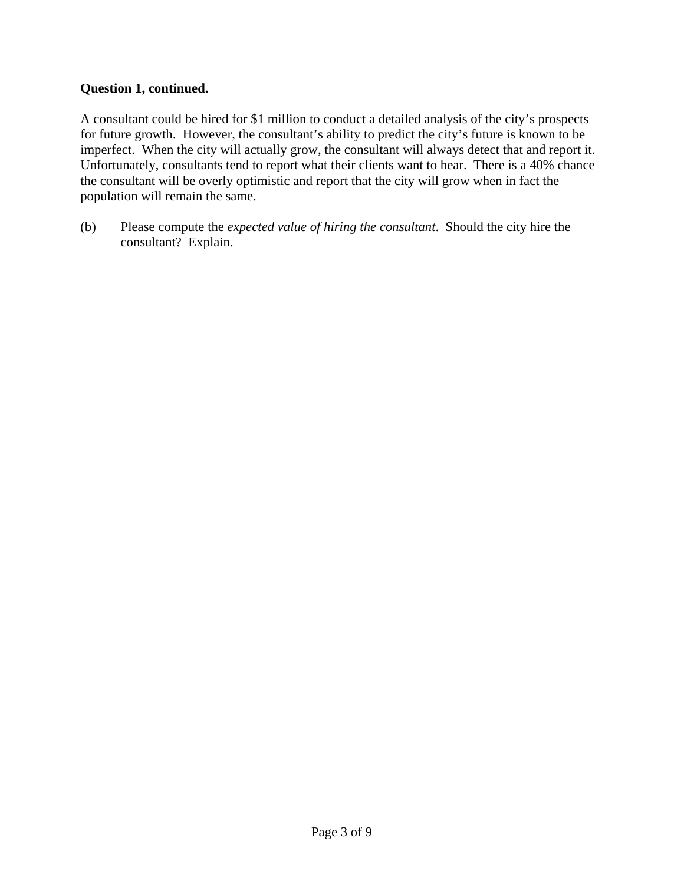**Question 1, continued.**

A consultant could be hired for $1 million to conduct a detailed analysis of the city's prospects for future growth. However, the consultant's ability to predict the city's future is known to be imperfect. When the city will actually grow, the consultant will always detect that and report it. Unfortunately, consultants tend to report what their clients want to hear. There is a 40% chance the consultant will be overly optimistic and report that the city will grow when in fact the population will remain the same.

(b) Please compute the *expected value of hiring the consultant*. Should the city hire the consultant? Explain.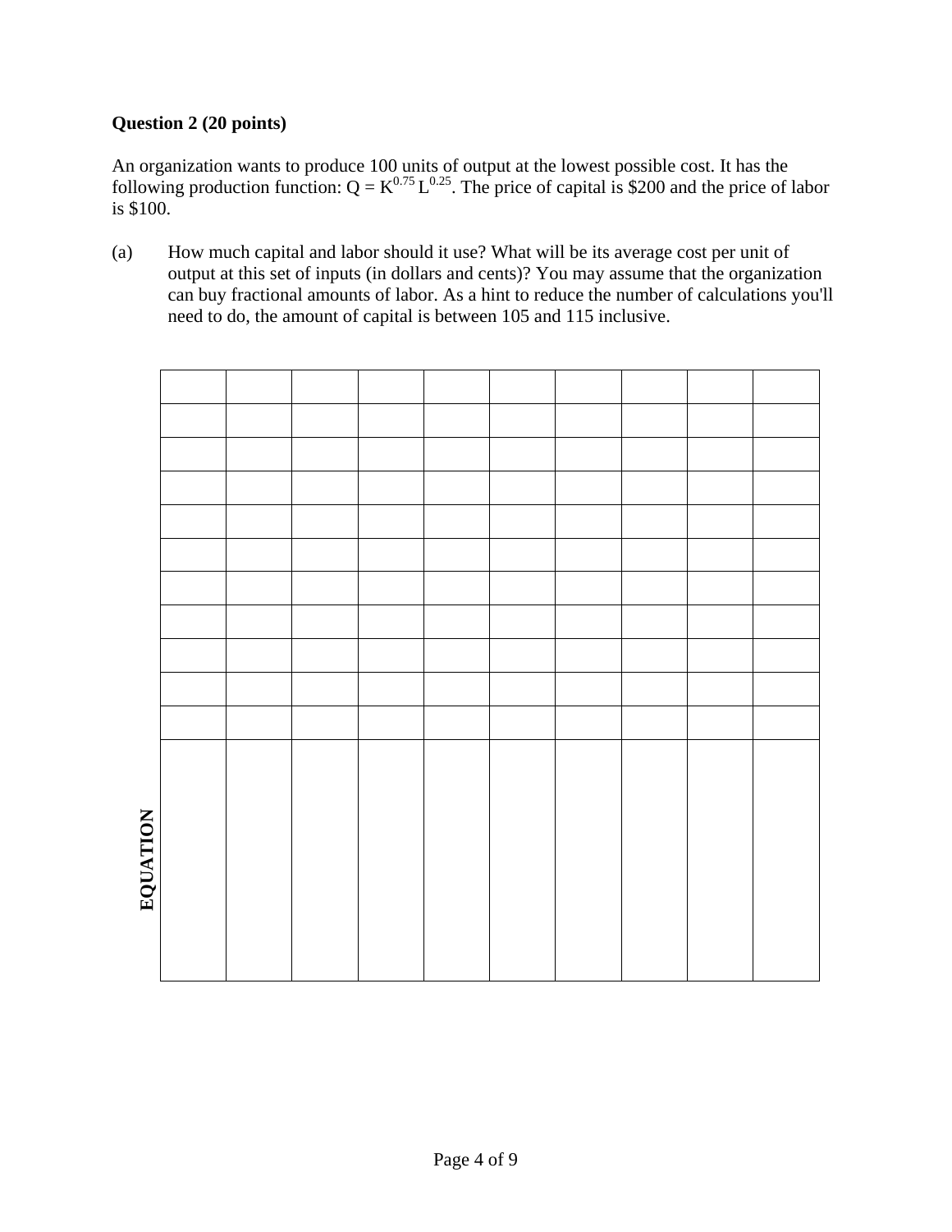**Question 2 (20 points)**

An organization wants to produce 100 units of output at the lowest possible cost. It has the following production function: $Q = K^{0.75} L^{0.25}$. The price of capital is \$200 and the price of labor is \$100.

(a) How much capital and labor should it use? What will be its average cost per unit of output at this set of inputs (in dollars and cents)? You may assume that the organization can buy fractional amounts of labor. As a hint to reduce the number of calculations you'll need to do, the amount of capital is between 105 and 115 inclusive.

| | | | | | | | | | |
|---|---|---|---|---|---|---|---|---|---|
| | | | | | | | | | |
| | | | | | | | | | |
| | | | | | | | | | |
| | | | | | | | | | |
| | | | | | | | | | |
| | | | | | | | | | |
| | | | | | | | | | |
| | | | | | | | | | |
| | | | | | | | | | |
| | | | | | | | | | |
| **EQUATION** | | | | | | | | | |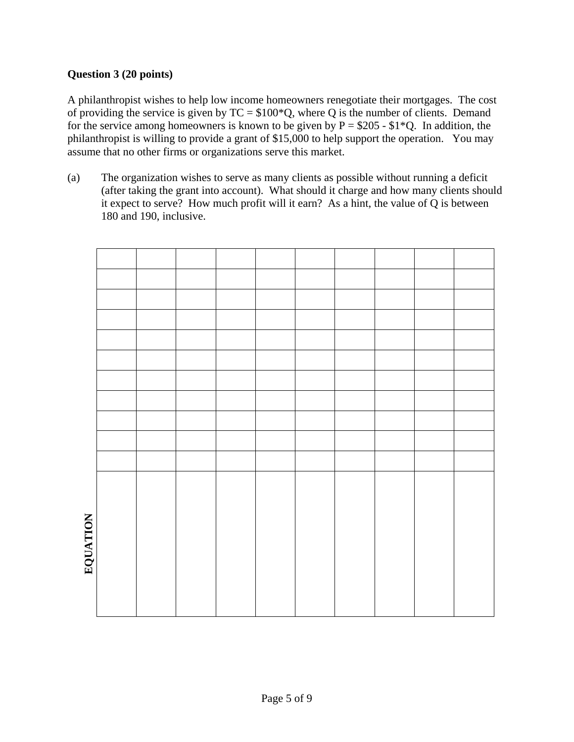**Question 3 (20 points)**

A philanthropist wishes to help low income homeowners renegotiate their mortgages. The cost of providing the service is given by TC = $100*Q, where Q is the number of clients. Demand for the service among homeowners is known to be given by P = $205 - $1*Q. In addition, the philanthropist is willing to provide a grant of $15,000 to help support the operation. You may assume that no other firms or organizations serve this market.

(a) The organization wishes to serve as many clients as possible without running a deficit (after taking the grant into account). What should it charge and how many clients should it expect to serve? How much profit will it earn? As a hint, the value of Q is between 180 and 190, inclusive.

| | | | | | | | | | |
|---|---|---|---|---|---|---|---|---|---|
| | | | | | | | | | |
| | | | | | | | | | |
| | | | | | | | | | |
| | | | | | | | | | |
| | | | | | | | | | |
| | | | | | | | | | |
| | | | | | | | | | |
| | | | | | | | | | |
| | | | | | | | | | |
| | | | | | | | | | |
| | | | | | | | | | |

**EQUATION**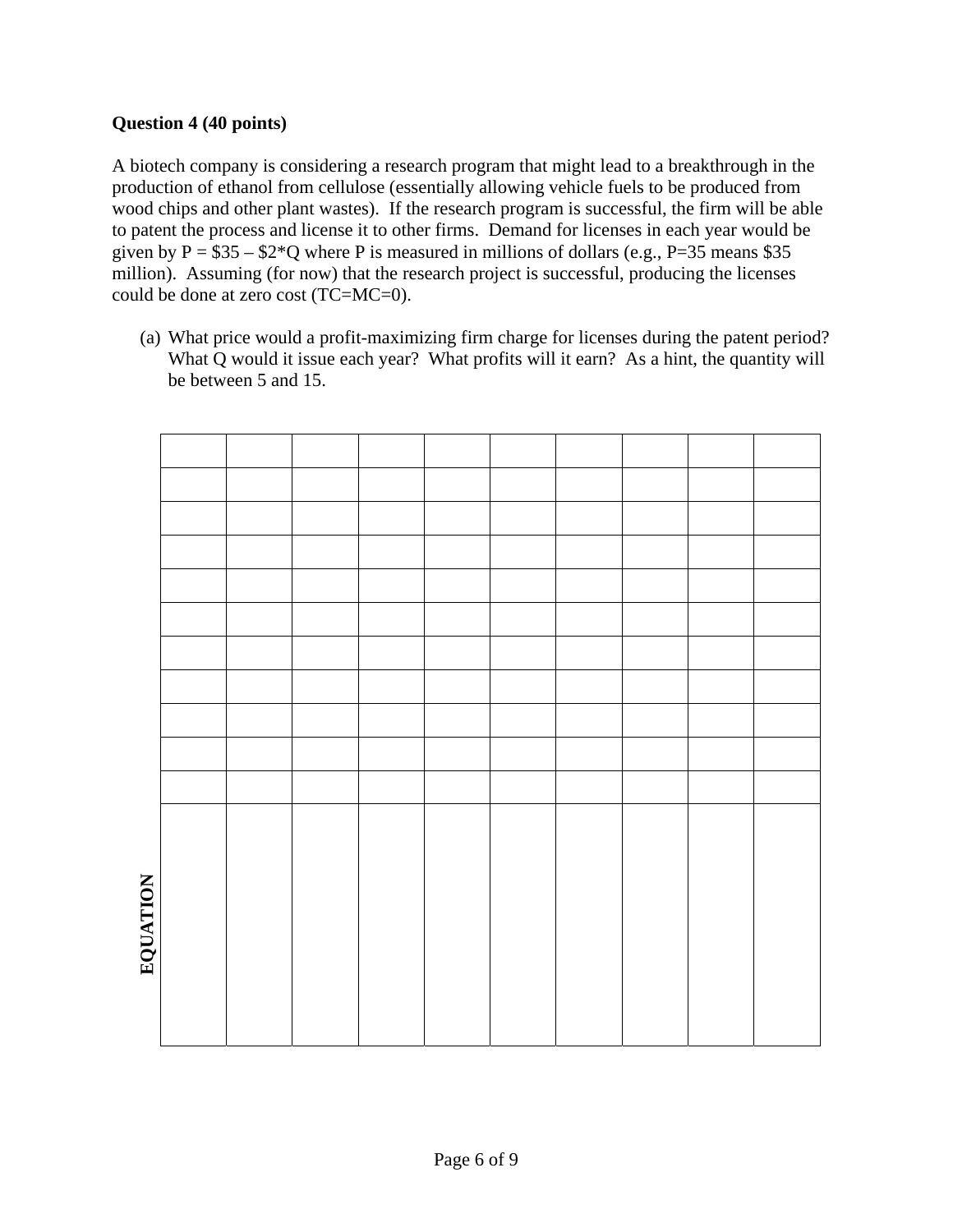**Question 4 (40 points)**

A biotech company is considering a research program that might lead to a breakthrough in the production of ethanol from cellulose (essentially allowing vehicle fuels to be produced from wood chips and other plant wastes). If the research program is successful, the firm will be able to patent the process and license it to other firms. Demand for licenses in each year would be given by $P = \$35 - \$2*Q$ where P is measured in millions of dollars (e.g., P=35 means \$35 million). Assuming (for now) that the research project is successful, producing the licenses could be done at zero cost (TC=MC=0).

(a) What price would a profit-maximizing firm charge for licenses during the patent period? What Q would it issue each year? What profits will it earn? As a hint, the quantity will be between 5 and 15.

| | | | | | | | | | |
|---|---|---|---|---|---|---|---|---|---|
| | | | | | | | | | |
| | | | | | | | | | |
| | | | | | | | | | |
| | | | | | | | | | |
| | | | | | | | | | |
| | | | | | | | | | |
| | | | | | | | | | |
| | | | | | | | | | |
| | | | | | | | | | |
| | | | | | | | | | |
| | | | | | | | | | |
| | | | | | | | | | |

EQUATION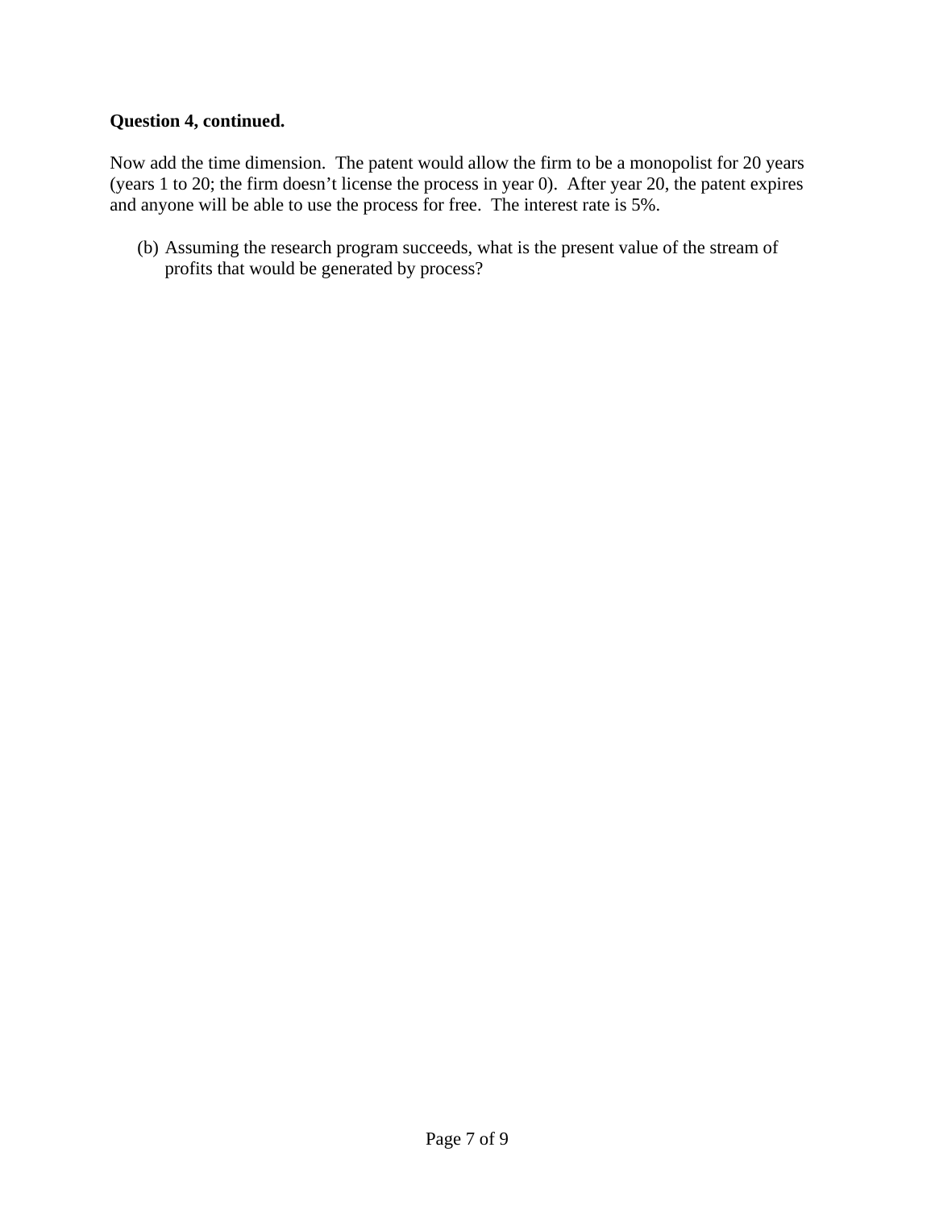**Question 4, continued.**

Now add the time dimension. The patent would allow the firm to be a monopolist for 20 years (years 1 to 20; the firm doesn't license the process in year 0). After year 20, the patent expires and anyone will be able to use the process for free. The interest rate is 5%.

(b) Assuming the research program succeeds, what is the present value of the stream of profits that would be generated by process?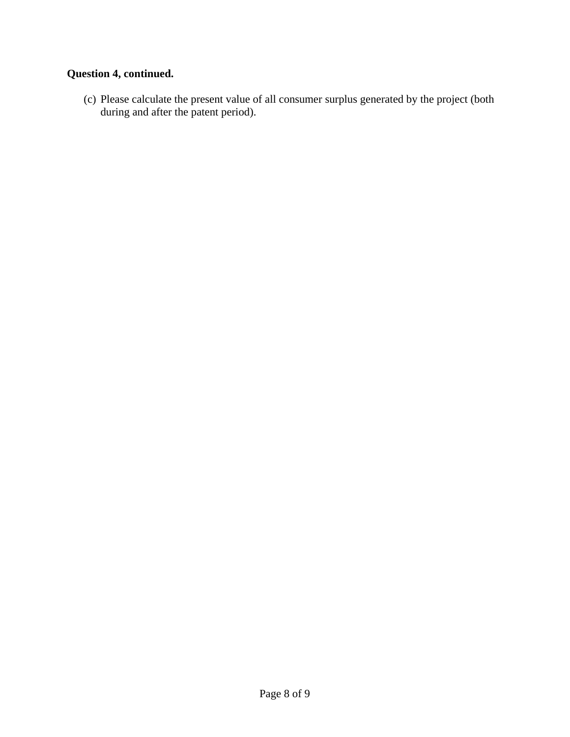**Question 4, continued.**

(c) Please calculate the present value of all consumer surplus generated by the project (both during and after the patent period).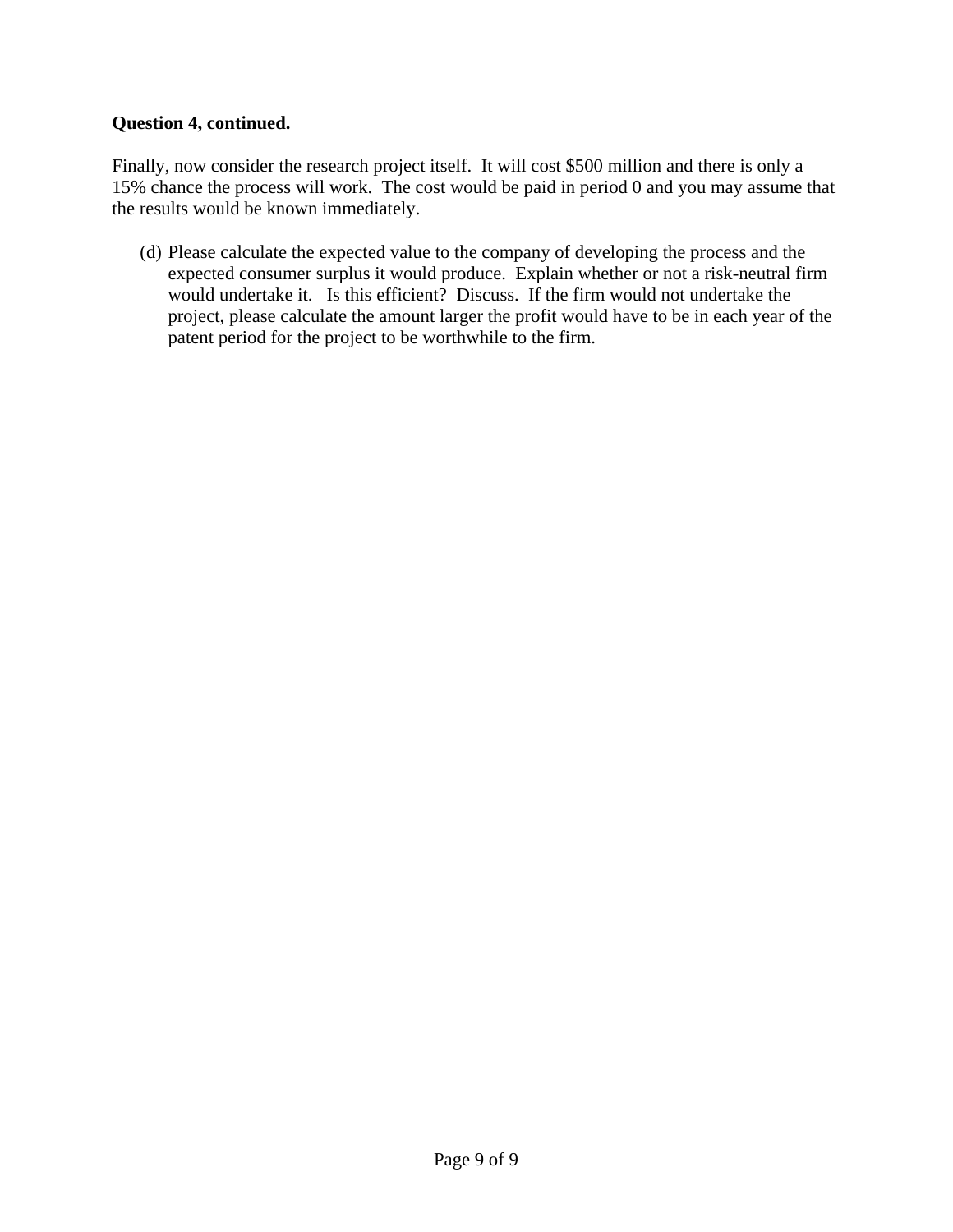**Question 4, continued.**

Finally, now consider the research project itself. It will cost $500 million and there is only a 15% chance the process will work. The cost would be paid in period 0 and you may assume that the results would be known immediately.

(d) Please calculate the expected value to the company of developing the process and the expected consumer surplus it would produce. Explain whether or not a risk-neutral firm would undertake it. Is this efficient? Discuss. If the firm would not undertake the project, please calculate the amount larger the profit would have to be in each year of the patent period for the project to be worthwhile to the firm.